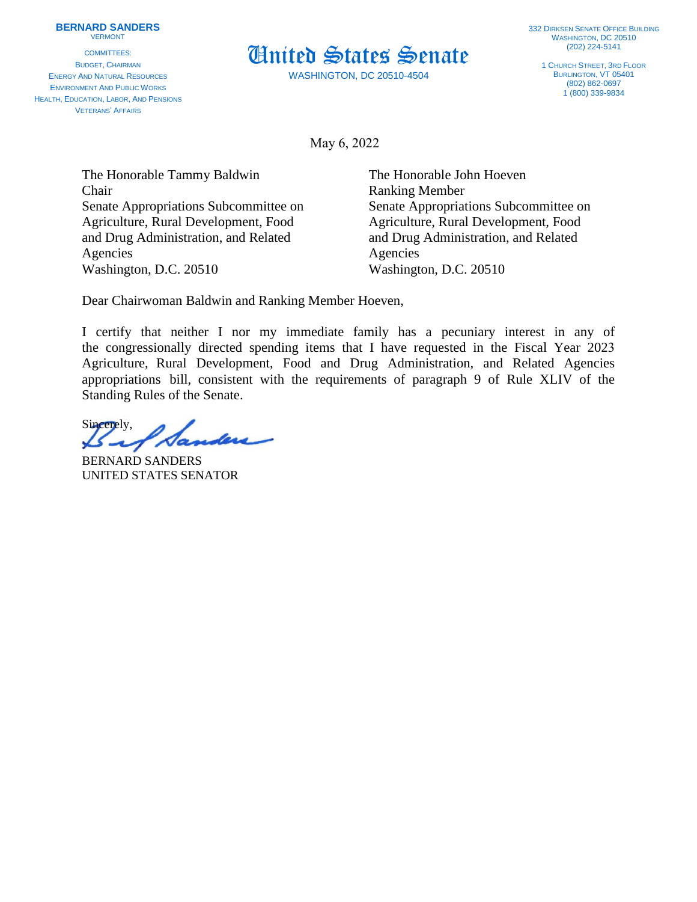**BERNARD SANDERS**
VERMONT

COMMITTEES:
BUDGET, CHAIRMAN
ENERGY AND NATURAL RESOURCES
ENVIRONMENT AND PUBLIC WORKS
HEALTH, EDUCATION, LABOR, AND PENSIONS
VETERANS' AFFAIRS

# United States Senate

WASHINGTON, DC 20510-4504

332 DIRKSEN SENATE OFFICE BUILDING
WASHINGTON, DC 20510
(202) 224-5141

1 CHURCH STREET, 3RD FLOOR
BURLINGTON, VT 05401
(802) 862-0697
1 (800) 339-9834

May 6, 2022

The Honorable Tammy Baldwin
Chair
Senate Appropriations Subcommittee on Agriculture, Rural Development, Food and Drug Administration, and Related Agencies
Washington, D.C. 20510

The Honorable John Hoeven
Ranking Member
Senate Appropriations Subcommittee on Agriculture, Rural Development, Food and Drug Administration, and Related Agencies
Washington, D.C. 20510

Dear Chairwoman Baldwin and Ranking Member Hoeven,

I certify that neither I nor my immediate family has a pecuniary interest in any of the congressionally directed spending items that I have requested in the Fiscal Year 2023 Agriculture, Rural Development, Food and Drug Administration, and Related Agencies appropriations bill, consistent with the requirements of paragraph 9 of Rule XLIV of the Standing Rules of the Senate.

Sincerely,

BERNARD SANDERS
UNITED STATES SENATOR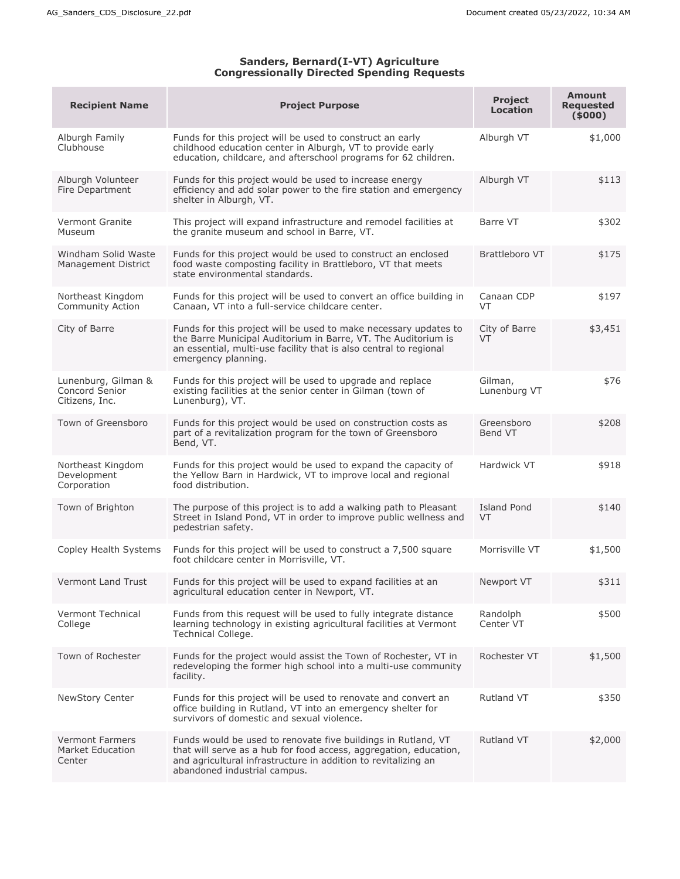## Sanders, Bernard(I-VT) Agriculture
## Congressionally Directed Spending Requests

| Recipient Name | Project Purpose | Project Location | Amount Requested ($000) |
|---|---|---|---|
| Alburgh Family Clubhouse | Funds for this project will be used to construct an early childhood education center in Alburgh, VT to provide early education, childcare, and afterschool programs for 62 children. | Alburgh VT | $1,000 |
| Alburgh Volunteer Fire Department | Funds for this project would be used to increase energy efficiency and add solar power to the fire station and emergency shelter in Alburgh, VT. | Alburgh VT | $113 |
| Vermont Granite Museum | This project will expand infrastructure and remodel facilities at the granite museum and school in Barre, VT. | Barre VT | $302 |
| Windham Solid Waste Management District | Funds for this project would be used to construct an enclosed food waste composting facility in Brattleboro, VT that meets state environmental standards. | Brattleboro VT | $175 |
| Northeast Kingdom Community Action | Funds for this project will be used to convert an office building in Canaan, VT into a full-service childcare center. | Canaan CDP VT | $197 |
| City of Barre | Funds for this project will be used to make necessary updates to the Barre Municipal Auditorium in Barre, VT. The Auditorium is an essential, multi-use facility that is also central to regional emergency planning. | City of Barre VT | $3,451 |
| Lunenburg, Gilman & Concord Senior Citizens, Inc. | Funds for this project will be used to upgrade and replace existing facilities at the senior center in Gilman (town of Lunenburg), VT. | Gilman, Lunenburg VT | $76 |
| Town of Greensboro | Funds for this project would be used on construction costs as part of a revitalization program for the town of Greensboro Bend, VT. | Greensboro Bend VT | $208 |
| Northeast Kingdom Development Corporation | Funds for this project would be used to expand the capacity of the Yellow Barn in Hardwick, VT to improve local and regional food distribution. | Hardwick VT | $918 |
| Town of Brighton | The purpose of this project is to add a walking path to Pleasant Street in Island Pond, VT in order to improve public wellness and pedestrian safety. | Island Pond VT | $140 |
| Copley Health Systems | Funds for this project will be used to construct a 7,500 square foot childcare center in Morrisville, VT. | Morrisville VT | $1,500 |
| Vermont Land Trust | Funds for this project will be used to expand facilities at an agricultural education center in Newport, VT. | Newport VT | $311 |
| Vermont Technical College | Funds from this request will be used to fully integrate distance learning technology in existing agricultural facilities at Vermont Technical College. | Randolph Center VT | $500 |
| Town of Rochester | Funds for the project would assist the Town of Rochester, VT in redeveloping the former high school into a multi-use community facility. | Rochester VT | $1,500 |
| NewStory Center | Funds for this project will be used to renovate and convert an office building in Rutland, VT into an emergency shelter for survivors of domestic and sexual violence. | Rutland VT | $350 |
| Vermont Farmers Market Education Center | Funds would be used to renovate five buildings in Rutland, VT that will serve as a hub for food access, aggregation, education, and agricultural infrastructure in addition to revitalizing an abandoned industrial campus. | Rutland VT | $2,000 |